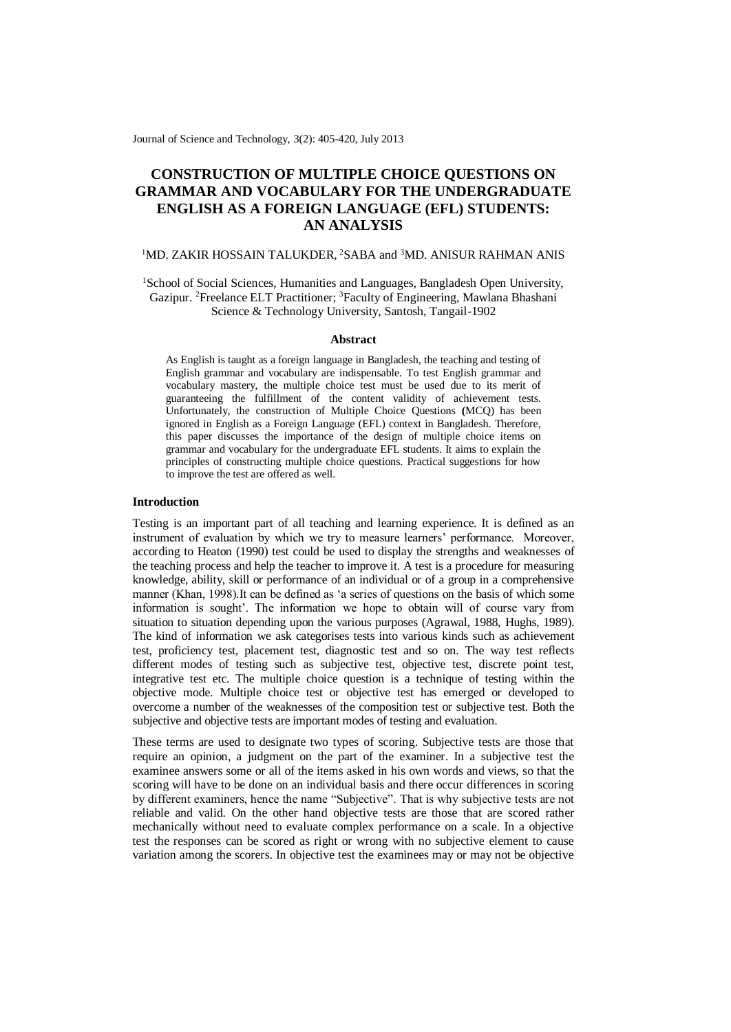# CONSTRUCTION OF MULTIPLE CHOICE QUESTIONS ON GRAMMAR AND VOCABULARY FOR THE UNDERGRADUATE ENGLISH AS A FOREIGN LANGUAGE (EFL) STUDENTS: AN ANALYSIS

[1]MD. ZAKIR HOSSAIN TALUKDER, [2]SABA and [3]MD. ANISUR RAHMAN ANIS

[1]School of Social Sciences, Humanities and Languages, Bangladesh Open University, Gazipur. [2]Freelance ELT Practitioner; [3]Faculty of Engineering, Mawlana Bhashani Science & Technology University, Santosh, Tangail-1902

### Abstract

As English is taught as a foreign language in Bangladesh, the teaching and testing of English grammar and vocabulary are indispensable. To test English grammar and vocabulary mastery, the multiple choice test must be used due to its merit of guaranteeing the fulfillment of the content validity of achievement tests. Unfortunately, the construction of Multiple Choice Questions **(**MCQ) has been ignored in English as a Foreign Language (EFL) context in Bangladesh. Therefore, this paper discusses the importance of the design of multiple choice items on grammar and vocabulary for the undergraduate EFL students. It aims to explain the principles of constructing multiple choice questions. Practical suggestions for how to improve the test are offered as well.

## Introduction

Testing is an important part of all teaching and learning experience. It is defined as an instrument of evaluation by which we try to measure learners' performance. Moreover, according to Heaton (1990) test could be used to display the strengths and weaknesses of the teaching process and help the teacher to improve it. A test is a procedure for measuring knowledge, ability, skill or performance of an individual or of a group in a comprehensive manner (Khan, 1998).It can be defined as 'a series of questions on the basis of which some information is sought'. The information we hope to obtain will of course vary from situation to situation depending upon the various purposes (Agrawal, 1988, Hughs, 1989). The kind of information we ask categorises tests into various kinds such as achievement test, proficiency test, placement test, diagnostic test and so on. The way test reflects different modes of testing such as subjective test, objective test, discrete point test, integrative test etc. The multiple choice question is a technique of testing within the objective mode. Multiple choice test or objective test has emerged or developed to overcome a number of the weaknesses of the composition test or subjective test. Both the subjective and objective tests are important modes of testing and evaluation.

These terms are used to designate two types of scoring. Subjective tests are those that require an opinion, a judgment on the part of the examiner. In a subjective test the examinee answers some or all of the items asked in his own words and views, so that the scoring will have to be done on an individual basis and there occur differences in scoring by different examiners, hence the name "Subjective". That is why subjective tests are not reliable and valid. On the other hand objective tests are those that are scored rather mechanically without need to evaluate complex performance on a scale. In a objective test the responses can be scored as right or wrong with no subjective element to cause variation among the scorers. In objective test the examinees may or may not be objective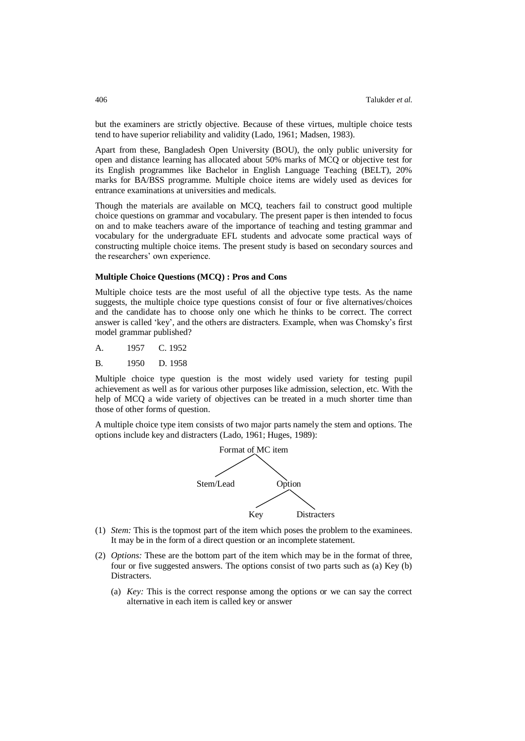but the examiners are strictly objective. Because of these virtues, multiple choice tests tend to have superior reliability and validity (Lado, 1961; Madsen, 1983).

Apart from these, Bangladesh Open University (BOU), the only public university for open and distance learning has allocated about 50% marks of MCQ or objective test for its English programmes like Bachelor in English Language Teaching (BELT), 20% marks for BA/BSS programme. Multiple choice items are widely used as devices for entrance examinations at universities and medicals.

Though the materials are available on MCQ, teachers fail to construct good multiple choice questions on grammar and vocabulary. The present paper is then intended to focus on and to make teachers aware of the importance of teaching and testing grammar and vocabulary for the undergraduate EFL students and advocate some practical ways of constructing multiple choice items. The present study is based on secondary sources and the researchers' own experience.

**Multiple Choice Questions (MCQ) : Pros and Cons**

Multiple choice tests are the most useful of all the objective type tests. As the name suggests, the multiple choice type questions consist of four or five alternatives/choices and the candidate has to choose only one which he thinks to be correct. The correct answer is called 'key', and the others are distracters. Example, when was Chomsky's first model grammar published?

A. 1957 C. 1952

B. 1950 D. 1958

Multiple choice type question is the most widely used variety for testing pupil achievement as well as for various other purposes like admission, selection, etc. With the help of MCQ a wide variety of objectives can be treated in a much shorter time than those of other forms of question.

A multiple choice type item consists of two major parts namely the stem and options. The options include key and distracters (Lado, 1961; Huges, 1989):

```
        Format of MC item
           /        \
    Stem/Lead      Option
                   /     \
                 Key    Distracters
```

(1) *Stem:* This is the topmost part of the item which poses the problem to the examinees. It may be in the form of a direct question or an incomplete statement.

(2) *Options:* These are the bottom part of the item which may be in the format of three, four or five suggested answers. The options consist of two parts such as (a) Key (b) Distracters.

   (a) *Key:* This is the correct response among the options or we can say the correct alternative in each item is called key or answer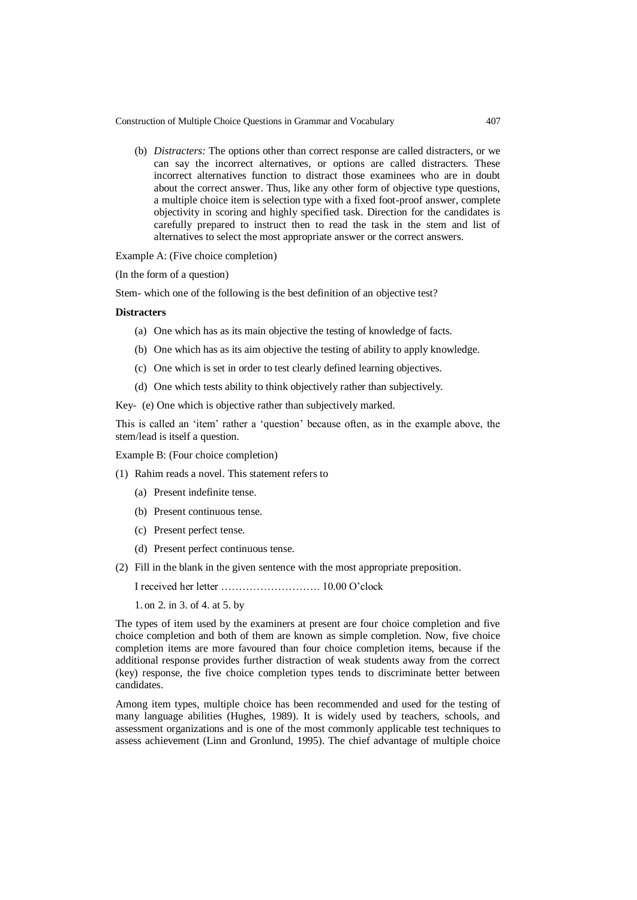(b) *Distracters:* The options other than correct response are called distracters, or we can say the incorrect alternatives, or options are called distracters. These incorrect alternatives function to distract those examinees who are in doubt about the correct answer. Thus, like any other form of objective type questions, a multiple choice item is selection type with a fixed foot-proof answer, complete objectivity in scoring and highly specified task. Direction for the candidates is carefully prepared to instruct then to read the task in the stem and list of alternatives to select the most appropriate answer or the correct answers.

Example A: (Five choice completion)

(In the form of a question)

Stem- which one of the following is the best definition of an objective test?

**Distracters**

(a) One which has as its main objective the testing of knowledge of facts.

(b) One which has as its aim objective the testing of ability to apply knowledge.

(c) One which is set in order to test clearly defined learning objectives.

(d) One which tests ability to think objectively rather than subjectively.

Key- (e) One which is objective rather than subjectively marked.

This is called an 'item' rather a 'question' because often, as in the example above, the stem/lead is itself a question.

Example B: (Four choice completion)

(1) Rahim reads a novel. This statement refers to

(a) Present indefinite tense.

(b) Present continuous tense.

(c) Present perfect tense.

(d) Present perfect continuous tense.

(2) Fill in the blank in the given sentence with the most appropriate preposition.

I received her letter ………………………. 10.00 O'clock

1. on 2. in 3. of 4. at 5. by

The types of item used by the examiners at present are four choice completion and five choice completion and both of them are known as simple completion. Now, five choice completion items are more favoured than four choice completion items, because if the additional response provides further distraction of weak students away from the correct (key) response, the five choice completion types tends to discriminate better between candidates.

Among item types, multiple choice has been recommended and used for the testing of many language abilities (Hughes, 1989). It is widely used by teachers, schools, and assessment organizations and is one of the most commonly applicable test techniques to assess achievement (Linn and Gronlund, 1995). The chief advantage of multiple choice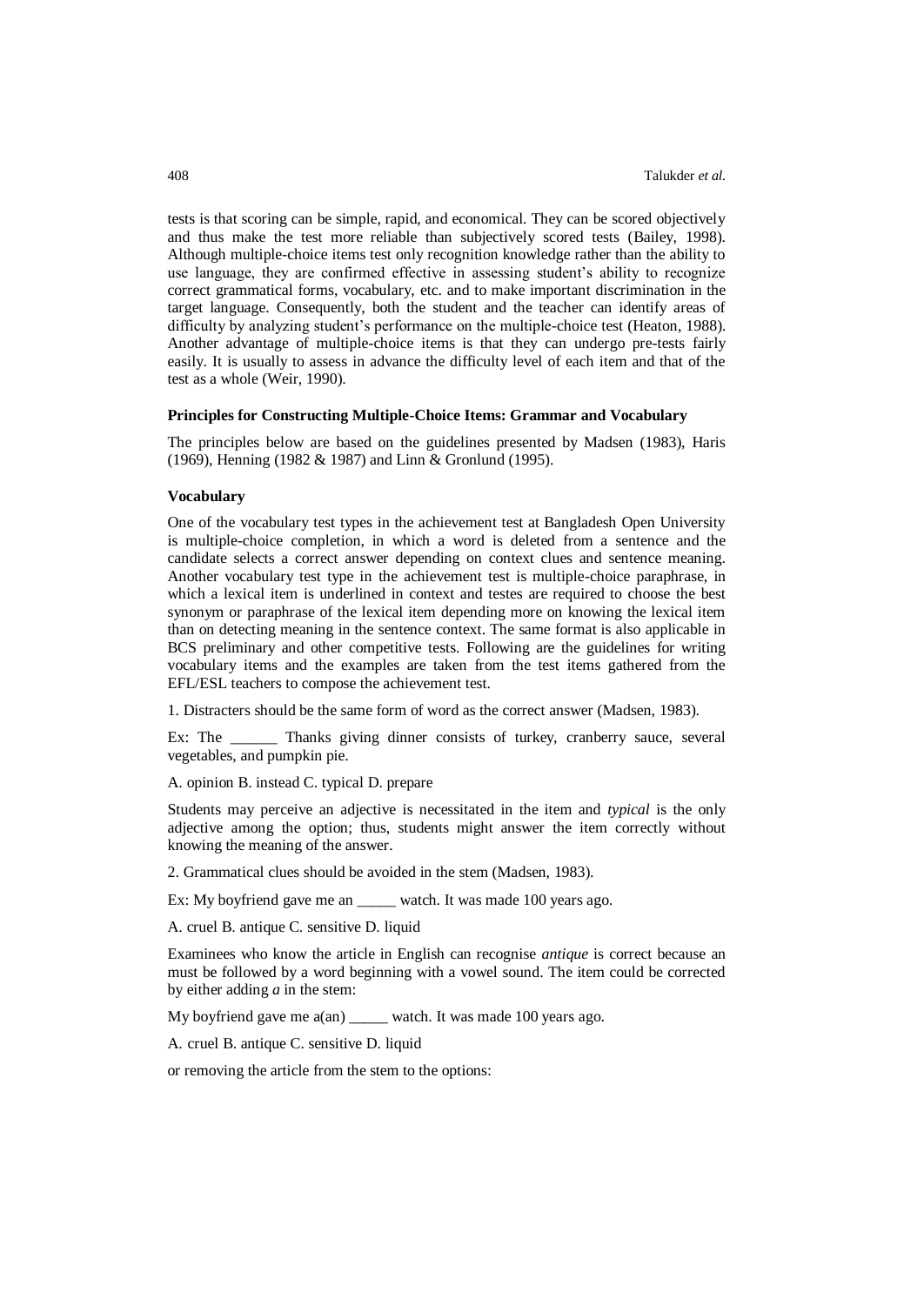tests is that scoring can be simple, rapid, and economical. They can be scored objectively and thus make the test more reliable than subjectively scored tests (Bailey, 1998). Although multiple-choice items test only recognition knowledge rather than the ability to use language, they are confirmed effective in assessing student's ability to recognize correct grammatical forms, vocabulary, etc. and to make important discrimination in the target language. Consequently, both the student and the teacher can identify areas of difficulty by analyzing student's performance on the multiple-choice test (Heaton, 1988). Another advantage of multiple-choice items is that they can undergo pre-tests fairly easily. It is usually to assess in advance the difficulty level of each item and that of the test as a whole (Weir, 1990).

### Principles for Constructing Multiple-Choice Items: Grammar and Vocabulary

The principles below are based on the guidelines presented by Madsen (1983), Haris (1969), Henning (1982 & 1987) and Linn & Gronlund (1995).

### Vocabulary

One of the vocabulary test types in the achievement test at Bangladesh Open University is multiple-choice completion, in which a word is deleted from a sentence and the candidate selects a correct answer depending on context clues and sentence meaning. Another vocabulary test type in the achievement test is multiple-choice paraphrase, in which a lexical item is underlined in context and testes are required to choose the best synonym or paraphrase of the lexical item depending more on knowing the lexical item than on detecting meaning in the sentence context. The same format is also applicable in BCS preliminary and other competitive tests. Following are the guidelines for writing vocabulary items and the examples are taken from the test items gathered from the EFL/ESL teachers to compose the achievement test.

1. Distracters should be the same form of word as the correct answer (Madsen, 1983).

Ex: The ______ Thanks giving dinner consists of turkey, cranberry sauce, several vegetables, and pumpkin pie.

A. opinion B. instead C. typical D. prepare

Students may perceive an adjective is necessitated in the item and *typical* is the only adjective among the option; thus, students might answer the item correctly without knowing the meaning of the answer.

2. Grammatical clues should be avoided in the stem (Madsen, 1983).

Ex: My boyfriend gave me an _____ watch. It was made 100 years ago.

A. cruel B. antique C. sensitive D. liquid

Examinees who know the article in English can recognise *antique* is correct because an must be followed by a word beginning with a vowel sound. The item could be corrected by either adding *a* in the stem:

My boyfriend gave me a(an) _____ watch. It was made 100 years ago.

A. cruel B. antique C. sensitive D. liquid

or removing the article from the stem to the options: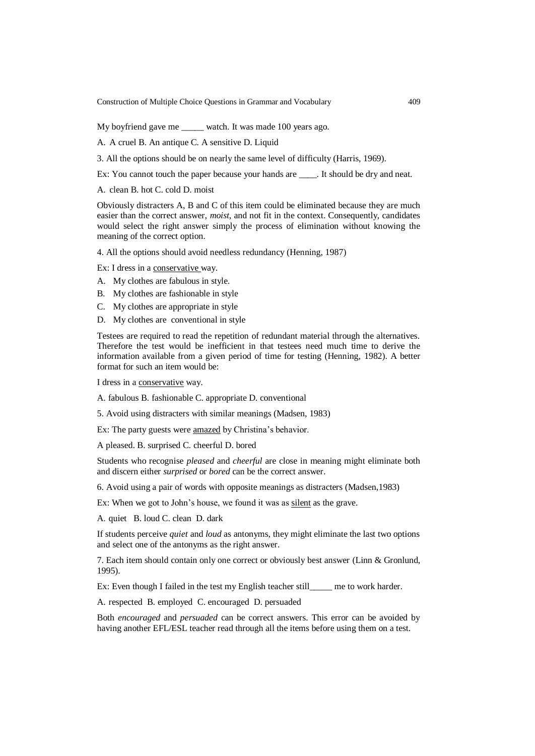My boyfriend gave me _____ watch. It was made 100 years ago.

A. A cruel B. An antique C. A sensitive D. Liquid

3. All the options should be on nearly the same level of difficulty (Harris, 1969).

Ex: You cannot touch the paper because your hands are ____. It should be dry and neat.

A. clean B. hot C. cold D. moist

Obviously distracters A, B and C of this item could be eliminated because they are much easier than the correct answer, *moist*, and not fit in the context. Consequently, candidates would select the right answer simply the process of elimination without knowing the meaning of the correct option.

4. All the options should avoid needless redundancy (Henning, 1987)

Ex: I dress in a <u>conservative</u> way.

A. My clothes are fabulous in style.
B. My clothes are fashionable in style
C. My clothes are appropriate in style
D. My clothes are conventional in style

Testees are required to read the repetition of redundant material through the alternatives. Therefore the test would be inefficient in that testees need much time to derive the information available from a given period of time for testing (Henning, 1982). A better format for such an item would be:

I dress in a <u>conservative</u> way.

A. fabulous B. fashionable C. appropriate D. conventional

5. Avoid using distracters with similar meanings (Madsen, 1983)

Ex: The party guests were <u>amazed</u> by Christina's behavior.

A pleased. B. surprised C. cheerful D. bored

Students who recognise *pleased* and *cheerful* are close in meaning might eliminate both and discern either *surprised* or *bored* can be the correct answer.

6. Avoid using a pair of words with opposite meanings as distracters (Madsen,1983)

Ex: When we got to John's house, we found it was as <u>silent</u> as the grave.

A. quiet B. loud C. clean D. dark

If students perceive *quiet* and *loud* as antonyms, they might eliminate the last two options and select one of the antonyms as the right answer.

7. Each item should contain only one correct or obviously best answer (Linn & Gronlund, 1995).

Ex: Even though I failed in the test my English teacher still_____ me to work harder.

A. respected B. employed C. encouraged D. persuaded

Both *encouraged* and *persuaded* can be correct answers. This error can be avoided by having another EFL/ESL teacher read through all the items before using them on a test.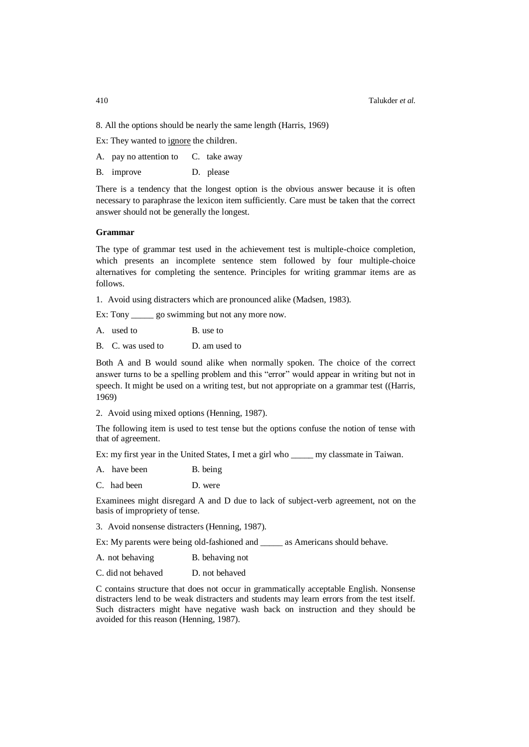8. All the options should be nearly the same length (Harris, 1969)

Ex: They wanted to <u>ignore</u> the children.

A. pay no attention to C. take away

B. improve D. please

There is a tendency that the longest option is the obvious answer because it is often necessary to paraphrase the lexicon item sufficiently. Care must be taken that the correct answer should not be generally the longest.

**Grammar**

The type of grammar test used in the achievement test is multiple-choice completion, which presents an incomplete sentence stem followed by four multiple-choice alternatives for completing the sentence. Principles for writing grammar items are as follows.

1. Avoid using distracters which are pronounced alike (Madsen, 1983).

Ex: Tony _____ go swimming but not any more now.

A. used to B. use to

B. C. was used to D. am used to

Both A and B would sound alike when normally spoken. The choice of the correct answer turns to be a spelling problem and this "error" would appear in writing but not in speech. It might be used on a writing test, but not appropriate on a grammar test ((Harris, 1969)

2. Avoid using mixed options (Henning, 1987).

The following item is used to test tense but the options confuse the notion of tense with that of agreement.

Ex: my first year in the United States, I met a girl who _____ my classmate in Taiwan.

A. have been B. being

C. had been D. were

Examinees might disregard A and D due to lack of subject-verb agreement, not on the basis of impropriety of tense.

3. Avoid nonsense distracters (Henning, 1987).

Ex: My parents were being old-fashioned and _____ as Americans should behave.

A. not behaving B. behaving not

C. did not behaved D. not behaved

C contains structure that does not occur in grammatically acceptable English. Nonsense distracters lend to be weak distracters and students may learn errors from the test itself. Such distracters might have negative wash back on instruction and they should be avoided for this reason (Henning, 1987).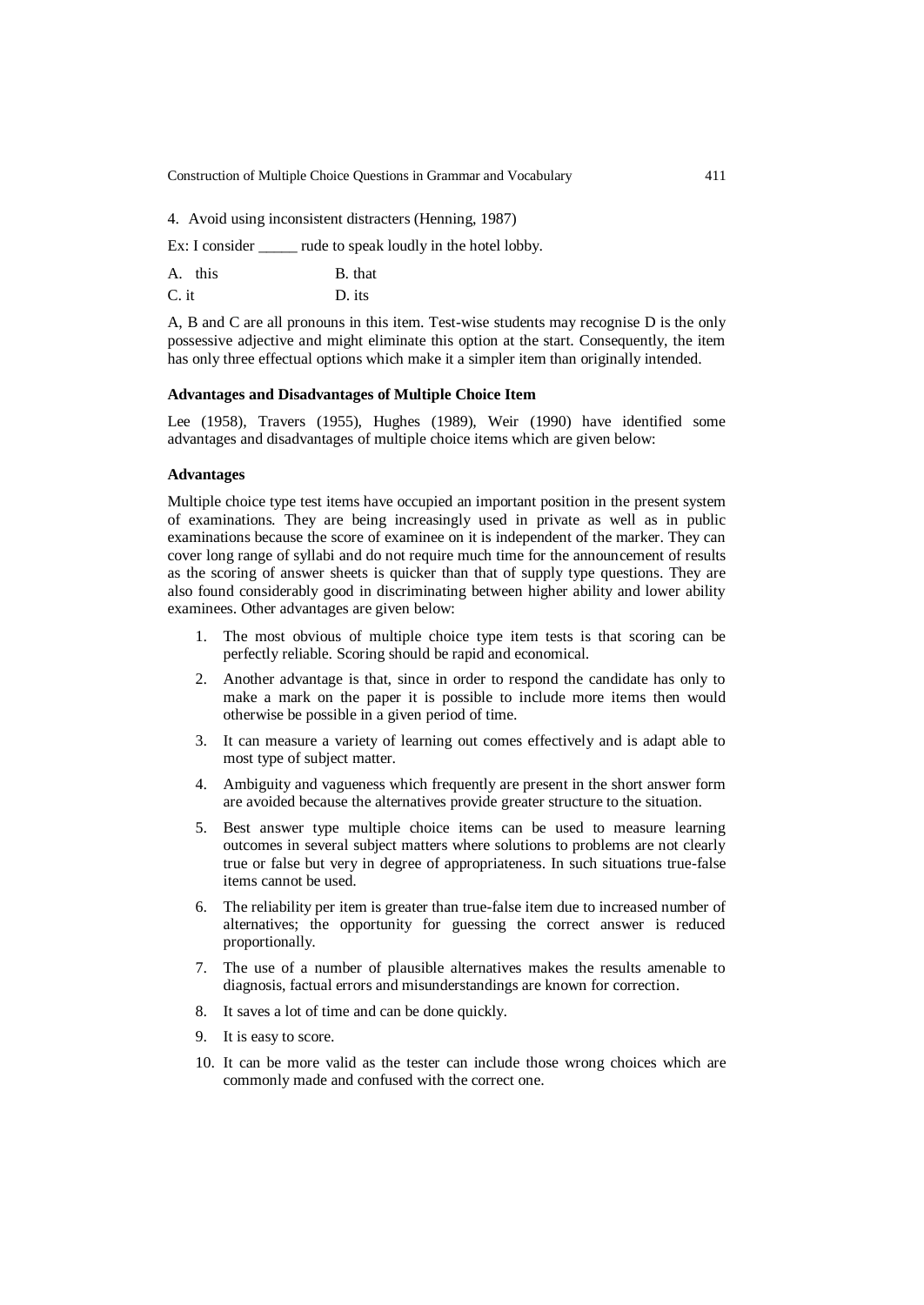4. Avoid using inconsistent distracters (Henning, 1987)

Ex: I consider _____ rude to speak loudly in the hotel lobby.

| | |
|---|---|
| A. this | B. that |
| C. it | D. its |

A, B and C are all pronouns in this item. Test-wise students may recognise D is the only possessive adjective and might eliminate this option at the start. Consequently, the item has only three effectual options which make it a simpler item than originally intended.

### Advantages and Disadvantages of Multiple Choice Item

Lee (1958), Travers (1955), Hughes (1989), Weir (1990) have identified some advantages and disadvantages of multiple choice items which are given below:

### Advantages

Multiple choice type test items have occupied an important position in the present system of examinations. They are being increasingly used in private as well as in public examinations because the score of examinee on it is independent of the marker. They can cover long range of syllabi and do not require much time for the announcement of results as the scoring of answer sheets is quicker than that of supply type questions. They are also found considerably good in discriminating between higher ability and lower ability examinees. Other advantages are given below:

1. The most obvious of multiple choice type item tests is that scoring can be perfectly reliable. Scoring should be rapid and economical.
2. Another advantage is that, since in order to respond the candidate has only to make a mark on the paper it is possible to include more items then would otherwise be possible in a given period of time.
3. It can measure a variety of learning out comes effectively and is adapt able to most type of subject matter.
4. Ambiguity and vagueness which frequently are present in the short answer form are avoided because the alternatives provide greater structure to the situation.
5. Best answer type multiple choice items can be used to measure learning outcomes in several subject matters where solutions to problems are not clearly true or false but very in degree of appropriateness. In such situations true-false items cannot be used.
6. The reliability per item is greater than true-false item due to increased number of alternatives; the opportunity for guessing the correct answer is reduced proportionally.
7. The use of a number of plausible alternatives makes the results amenable to diagnosis, factual errors and misunderstandings are known for correction.
8. It saves a lot of time and can be done quickly.
9. It is easy to score.
10. It can be more valid as the tester can include those wrong choices which are commonly made and confused with the correct one.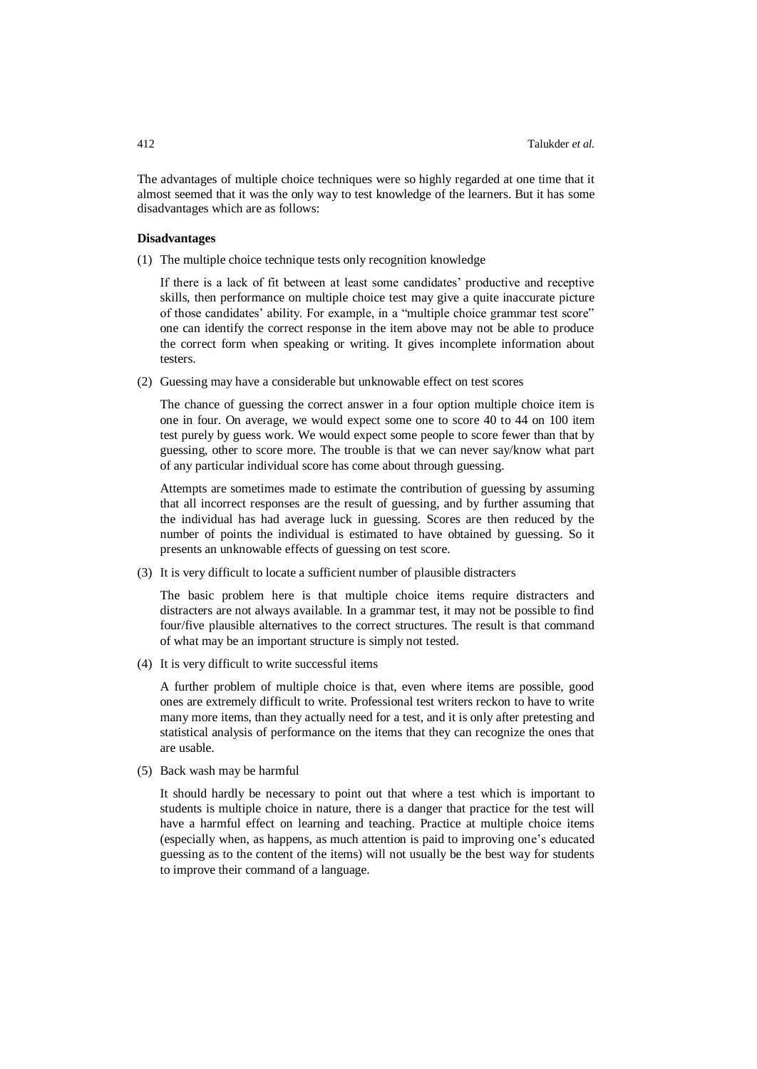The advantages of multiple choice techniques were so highly regarded at one time that it almost seemed that it was the only way to test knowledge of the learners. But it has some disadvantages which are as follows:

**Disadvantages**

(1) The multiple choice technique tests only recognition knowledge

If there is a lack of fit between at least some candidates' productive and receptive skills, then performance on multiple choice test may give a quite inaccurate picture of those candidates' ability. For example, in a "multiple choice grammar test score" one can identify the correct response in the item above may not be able to produce the correct form when speaking or writing. It gives incomplete information about testers.

(2) Guessing may have a considerable but unknowable effect on test scores

The chance of guessing the correct answer in a four option multiple choice item is one in four. On average, we would expect some one to score 40 to 44 on 100 item test purely by guess work. We would expect some people to score fewer than that by guessing, other to score more. The trouble is that we can never say/know what part of any particular individual score has come about through guessing.

Attempts are sometimes made to estimate the contribution of guessing by assuming that all incorrect responses are the result of guessing, and by further assuming that the individual has had average luck in guessing. Scores are then reduced by the number of points the individual is estimated to have obtained by guessing. So it presents an unknowable effects of guessing on test score.

(3) It is very difficult to locate a sufficient number of plausible distracters

The basic problem here is that multiple choice items require distracters and distracters are not always available. In a grammar test, it may not be possible to find four/five plausible alternatives to the correct structures. The result is that command of what may be an important structure is simply not tested.

(4) It is very difficult to write successful items

A further problem of multiple choice is that, even where items are possible, good ones are extremely difficult to write. Professional test writers reckon to have to write many more items, than they actually need for a test, and it is only after pretesting and statistical analysis of performance on the items that they can recognize the ones that are usable.

(5) Back wash may be harmful

It should hardly be necessary to point out that where a test which is important to students is multiple choice in nature, there is a danger that practice for the test will have a harmful effect on learning and teaching. Practice at multiple choice items (especially when, as happens, as much attention is paid to improving one's educated guessing as to the content of the items) will not usually be the best way for students to improve their command of a language.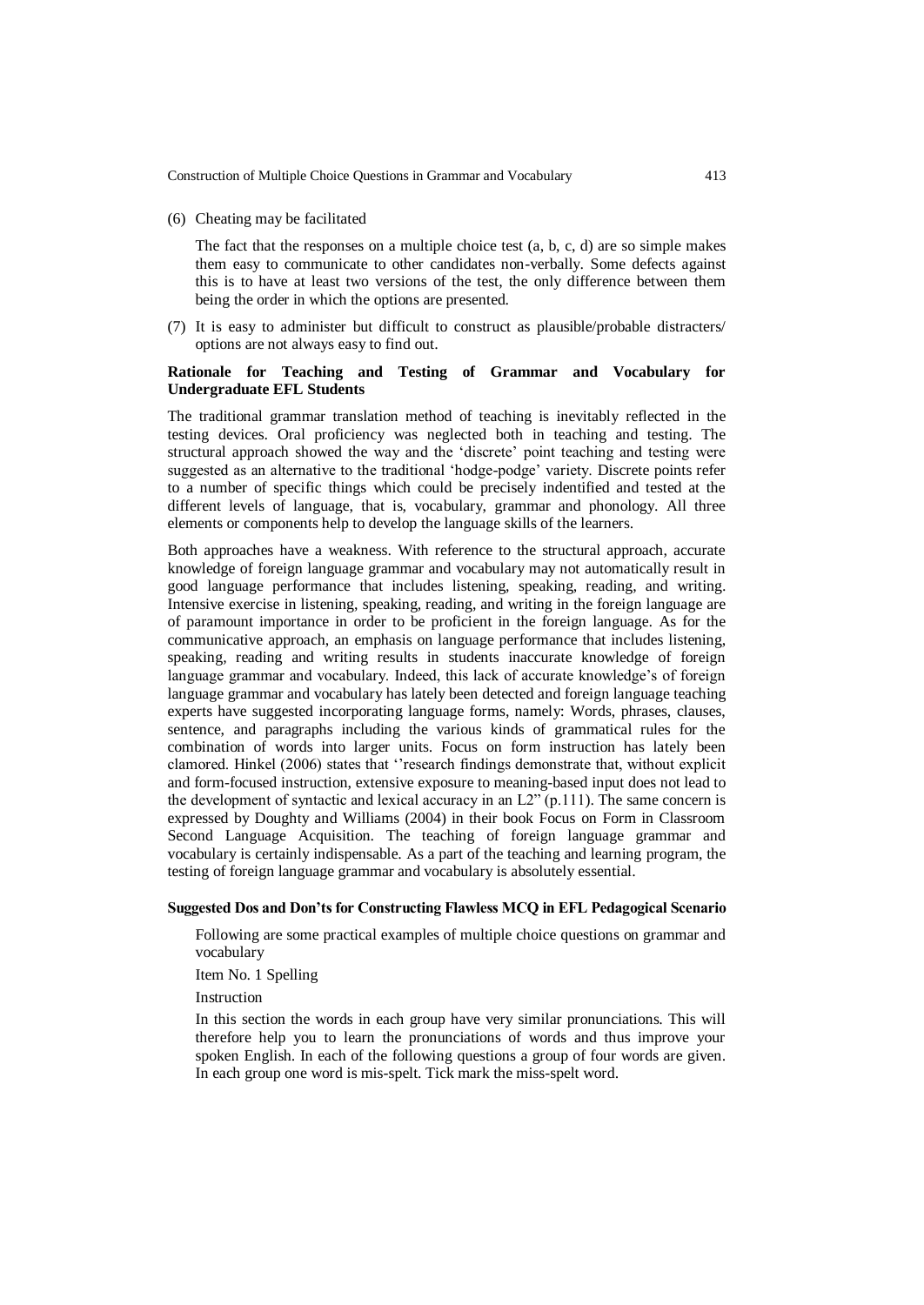(6) Cheating may be facilitated

The fact that the responses on a multiple choice test (a, b, c, d) are so simple makes them easy to communicate to other candidates non-verbally. Some defects against this is to have at least two versions of the test, the only difference between them being the order in which the options are presented.

(7) It is easy to administer but difficult to construct as plausible/probable distracters/ options are not always easy to find out.

### Rationale for Teaching and Testing of Grammar and Vocabulary for Undergraduate EFL Students

The traditional grammar translation method of teaching is inevitably reflected in the testing devices. Oral proficiency was neglected both in teaching and testing. The structural approach showed the way and the 'discrete' point teaching and testing were suggested as an alternative to the traditional 'hodge-podge' variety. Discrete points refer to a number of specific things which could be precisely indentified and tested at the different levels of language, that is, vocabulary, grammar and phonology. All three elements or components help to develop the language skills of the learners.

Both approaches have a weakness. With reference to the structural approach, accurate knowledge of foreign language grammar and vocabulary may not automatically result in good language performance that includes listening, speaking, reading, and writing. Intensive exercise in listening, speaking, reading, and writing in the foreign language are of paramount importance in order to be proficient in the foreign language. As for the communicative approach, an emphasis on language performance that includes listening, speaking, reading and writing results in students inaccurate knowledge of foreign language grammar and vocabulary. Indeed, this lack of accurate knowledge's of foreign language grammar and vocabulary has lately been detected and foreign language teaching experts have suggested incorporating language forms, namely: Words, phrases, clauses, sentence, and paragraphs including the various kinds of grammatical rules for the combination of words into larger units. Focus on form instruction has lately been clamored. Hinkel (2006) states that ''research findings demonstrate that, without explicit and form-focused instruction, extensive exposure to meaning-based input does not lead to the development of syntactic and lexical accuracy in an L2" (p.111). The same concern is expressed by Doughty and Williams (2004) in their book Focus on Form in Classroom Second Language Acquisition. The teaching of foreign language grammar and vocabulary is certainly indispensable. As a part of the teaching and learning program, the testing of foreign language grammar and vocabulary is absolutely essential.

#### Suggested Dos and Don'ts for Constructing Flawless MCQ in EFL Pedagogical Scenario

Following are some practical examples of multiple choice questions on grammar and vocabulary

Item No. 1 Spelling

Instruction

In this section the words in each group have very similar pronunciations. This will therefore help you to learn the pronunciations of words and thus improve your spoken English. In each of the following questions a group of four words are given. In each group one word is mis-spelt. Tick mark the miss-spelt word.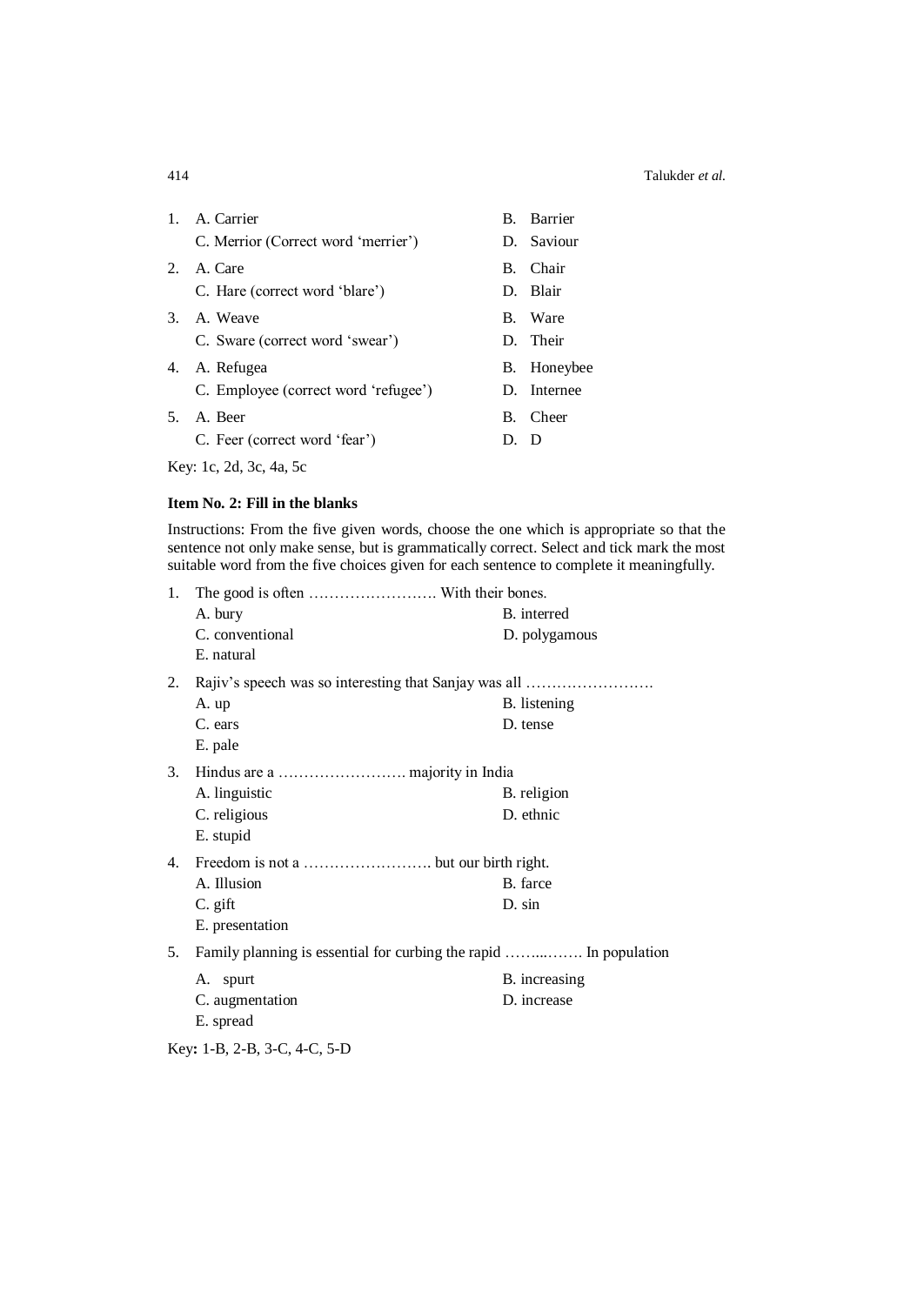1. A. Carrier  B. Barrier
   C. Merrior (Correct word 'merrier')  D. Saviour
2. A. Care  B. Chair
   C. Hare (correct word 'blare')  D. Blair
3. A. Weave  B. Ware
   C. Sware (correct word 'swear')  D. Their
4. A. Refugea  B. Honeybee
   C. Employee (correct word 'refugee')  D. Internee
5. A. Beer  B. Cheer
   C. Feer (correct word 'fear')  D. D

Key: 1c, 2d, 3c, 4a, 5c

**Item No. 2: Fill in the blanks**

Instructions: From the five given words, choose the one which is appropriate so that the sentence not only make sense, but is grammatically correct. Select and tick mark the most suitable word from the five choices given for each sentence to complete it meaningfully.

1. The good is often ……………………. With their bones.
   A. bury  B. interred
   C. conventional  D. polygamous
   E. natural
2. Rajiv's speech was so interesting that Sanjay was all …………………….
   A. up  B. listening
   C. ears  D. tense
   E. pale
3. Hindus are a ……………………. majority in India
   A. linguistic  B. religion
   C. religious  D. ethnic
   E. stupid
4. Freedom is not a ……………………. but our birth right.
   A. Illusion  B. farce
   C. gift  D. sin
   E. presentation
5. Family planning is essential for curbing the rapid ……..……. In population
   A. spurt  B. increasing
   C. augmentation  D. increase
   E. spread

Key**:** 1-B, 2-B, 3-C, 4-C, 5-D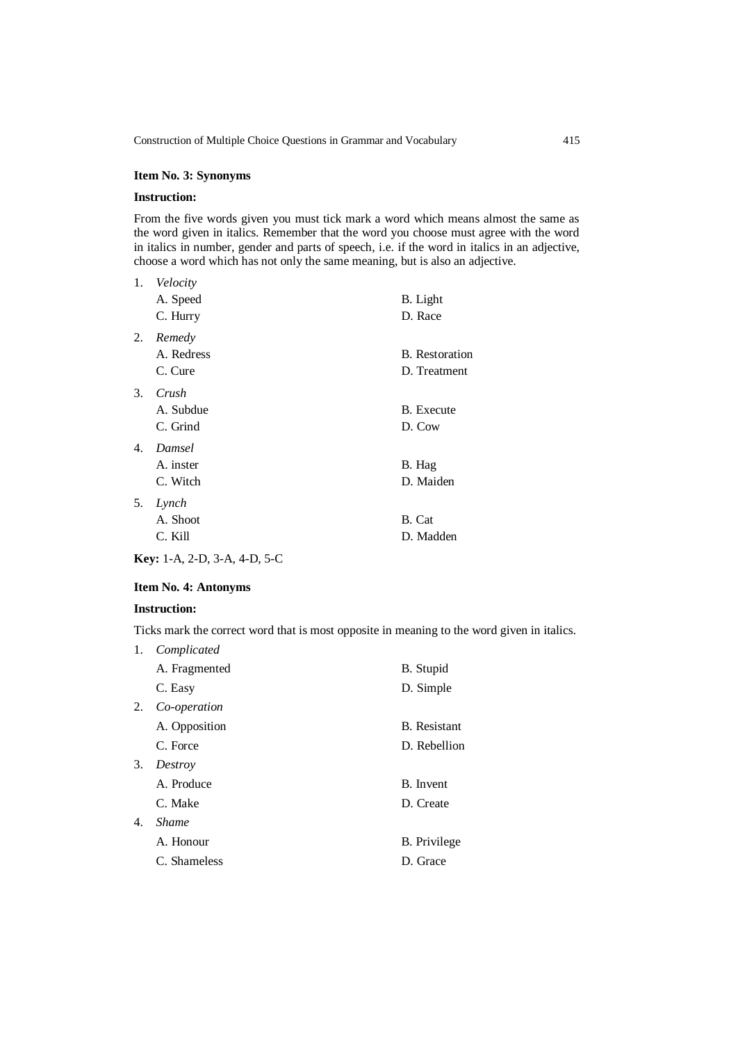**Item No. 3: Synonyms**

**Instruction:**

From the five words given you must tick mark a word which means almost the same as the word given in italics. Remember that the word you choose must agree with the word in italics in number, gender and parts of speech, i.e. if the word in italics in an adjective, choose a word which has not only the same meaning, but is also an adjective.

1. *Velocity*
   A. Speed B. Light
   C. Hurry D. Race
2. *Remedy*
   A. Redress B. Restoration
   C. Cure D. Treatment
3. *Crush*
   A. Subdue B. Execute
   C. Grind D. Cow
4. *Damsel*
   A. inster B. Hag
   C. Witch D. Maiden
5. *Lynch*
   A. Shoot B. Cat
   C. Kill D. Madden

**Key:** 1-A, 2-D, 3-A, 4-D, 5-C

**Item No. 4: Antonyms**

**Instruction:**

Ticks mark the correct word that is most opposite in meaning to the word given in italics.

1. *Complicated*
   A. Fragmented B. Stupid
   C. Easy D. Simple
2. *Co-operation*
   A. Opposition B. Resistant
   C. Force D. Rebellion
3. *Destroy*
   A. Produce B. Invent
   C. Make D. Create
4. *Shame*
   A. Honour B. Privilege
   C. Shameless D. Grace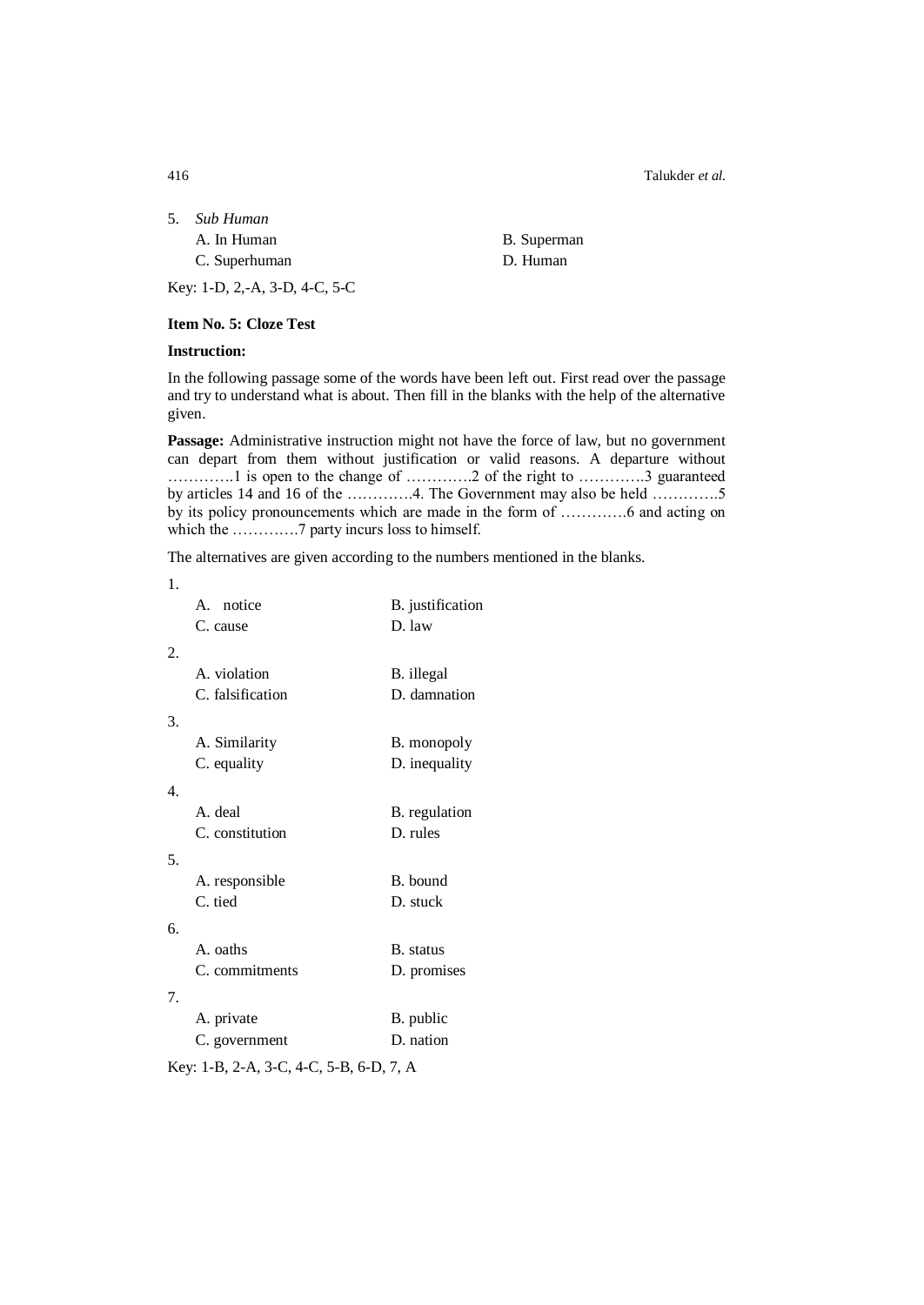5. *Sub Human*

A. In Human B. Superman

C. Superhuman D. Human

Key: 1-D, 2,-A, 3-D, 4-C, 5-C

**Item No. 5: Cloze Test**

**Instruction:**

In the following passage some of the words have been left out. First read over the passage and try to understand what is about. Then fill in the blanks with the help of the alternative given.

**Passage:** Administrative instruction might not have the force of law, but no government can depart from them without justification or valid reasons. A departure without ………….1 is open to the change of ………….2 of the right to ………….3 guaranteed by articles 14 and 16 of the ………….4. The Government may also be held ………….5 by its policy pronouncements which are made in the form of ………….6 and acting on which the ………….7 party incurs loss to himself.

The alternatives are given according to the numbers mentioned in the blanks.

1.

A. notice B. justification

C. cause D. law

2.

A. violation B. illegal

C. falsification D. damnation

3.

A. Similarity B. monopoly

C. equality D. inequality

4.

A. deal B. regulation

C. constitution D. rules

5.

A. responsible B. bound

C. tied D. stuck

6.

A. oaths B. status

C. commitments D. promises

7.

A. private B. public

C. government D. nation

Key: 1-B, 2-A, 3-C, 4-C, 5-B, 6-D, 7, A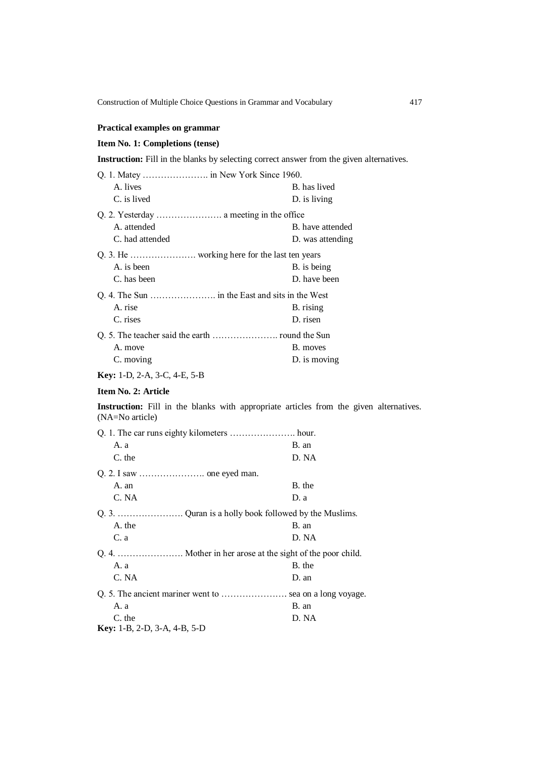**Practical examples on grammar**

**Item No. 1: Completions (tense)**

**Instruction:** Fill in the blanks by selecting correct answer from the given alternatives.

Q. 1. Matey …………………. in New York Since 1960.

A. lives B. has lived
C. is lived D. is living

Q. 2. Yesterday …………………. a meeting in the office

A. attended B. have attended
C. had attended D. was attending

Q. 3. He …………………. working here for the last ten years

A. is been B. is being
C. has been D. have been

Q. 4. The Sun …………………. in the East and sits in the West

A. rise B. rising
C. rises D. risen

Q. 5. The teacher said the earth …………………. round the Sun

A. move B. moves
C. moving D. is moving

**Key:** 1-D, 2-A, 3-C, 4-E, 5-B

**Item No. 2: Article**

**Instruction:** Fill in the blanks with appropriate articles from the given alternatives. (NA=No article)

Q. 1. The car runs eighty kilometers …………………. hour.

A. a B. an
C. the D. NA

Q. 2. I saw …………………. one eyed man.

A. an B. the
C. NA D. a

Q. 3. …………………. Quran is a holly book followed by the Muslims.

A. the B. an
C. a D. NA

Q. 4. …………………. Mother in her arose at the sight of the poor child.

A. a B. the
C. NA D. an

Q. 5. The ancient mariner went to …………………. sea on a long voyage.

A. a B. an
C. the D. NA

**Key:** 1-B, 2-D, 3-A, 4-B, 5-D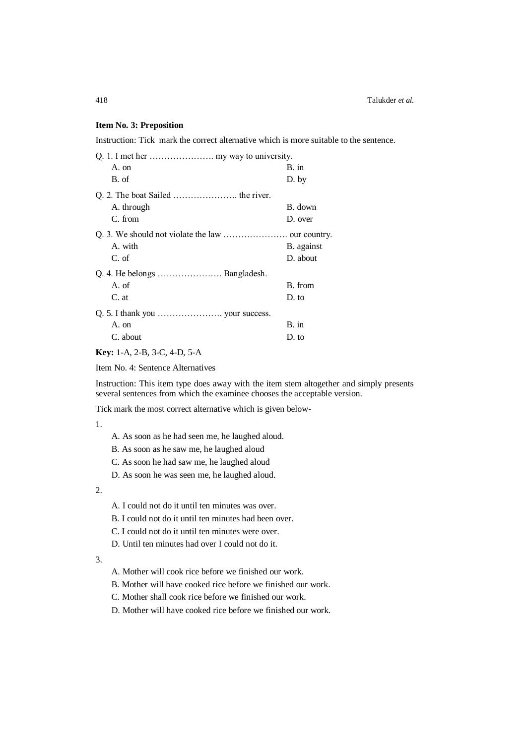**Item No. 3: Preposition**

Instruction: Tick mark the correct alternative which is more suitable to the sentence.

Q. 1. I met her …………………. my way to university.

A. on B. in

B. of D. by

Q. 2. The boat Sailed …………………. the river.

A. through B. down

C. from D. over

Q. 3. We should not violate the law …………………. our country.

A. with B. against

C. of D. about

Q. 4. He belongs …………………. Bangladesh.

A. of B. from

C. at D. to

Q. 5. I thank you …………………. your success.

A. on B. in

C. about D. to

**Key:** 1-A, 2-B, 3-C, 4-D, 5-A

Item No. 4: Sentence Alternatives

Instruction: This item type does away with the item stem altogether and simply presents several sentences from which the examinee chooses the acceptable version.

Tick mark the most correct alternative which is given below-

1.

A. As soon as he had seen me, he laughed aloud.

B. As soon as he saw me, he laughed aloud

C. As soon he had saw me, he laughed aloud

D. As soon he was seen me, he laughed aloud.

2.

A. I could not do it until ten minutes was over.

B. I could not do it until ten minutes had been over.

C. I could not do it until ten minutes were over.

D. Until ten minutes had over I could not do it.

3.

A. Mother will cook rice before we finished our work.

B. Mother will have cooked rice before we finished our work.

C. Mother shall cook rice before we finished our work.

D. Mother will have cooked rice before we finished our work.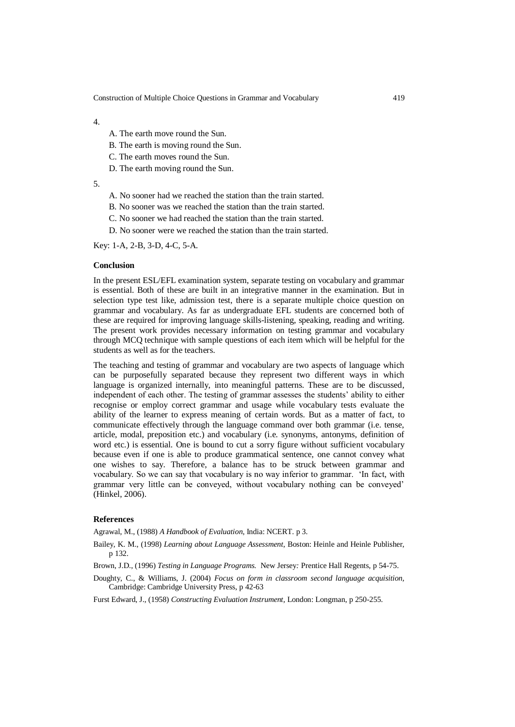4.

A. The earth move round the Sun.

B. The earth is moving round the Sun.

C. The earth moves round the Sun.

D. The earth moving round the Sun.

5.

A. No sooner had we reached the station than the train started.

B. No sooner was we reached the station than the train started.

C. No sooner we had reached the station than the train started.

D. No sooner were we reached the station than the train started.

Key: 1-A, 2-B, 3-D, 4-C, 5-A.

### Conclusion

In the present ESL/EFL examination system, separate testing on vocabulary and grammar is essential. Both of these are built in an integrative manner in the examination. But in selection type test like, admission test, there is a separate multiple choice question on grammar and vocabulary. As far as undergraduate EFL students are concerned both of these are required for improving language skills-listening, speaking, reading and writing. The present work provides necessary information on testing grammar and vocabulary through MCQ technique with sample questions of each item which will be helpful for the students as well as for the teachers.

The teaching and testing of grammar and vocabulary are two aspects of language which can be purposefully separated because they represent two different ways in which language is organized internally, into meaningful patterns. These are to be discussed, independent of each other. The testing of grammar assesses the students' ability to either recognise or employ correct grammar and usage while vocabulary tests evaluate the ability of the learner to express meaning of certain words. But as a matter of fact, to communicate effectively through the language command over both grammar (i.e. tense, article, modal, preposition etc.) and vocabulary (i.e. synonyms, antonyms, definition of word etc.) is essential. One is bound to cut a sorry figure without sufficient vocabulary because even if one is able to produce grammatical sentence, one cannot convey what one wishes to say. Therefore, a balance has to be struck between grammar and vocabulary. So we can say that vocabulary is no way inferior to grammar. 'In fact, with grammar very little can be conveyed, without vocabulary nothing can be conveyed' (Hinkel, 2006).

### References

Agrawal, M., (1988) *A Handbook of Evaluation*, India: NCERT. p 3.

Bailey, K. M., (1998) *Learning about Language Assessment*, Boston: Heinle and Heinle Publisher, p 132.

Brown, J.D., (1996) *Testing in Language Programs.* New Jersey: Prentice Hall Regents, p 54-75.

Doughty, C., & Williams, J. (2004) *Focus on form in classroom second language acquisition*, Cambridge: Cambridge University Press, p 42-63

Furst Edward, J., (1958) *Constructing Evaluation Instrument*, London: Longman, p 250-255.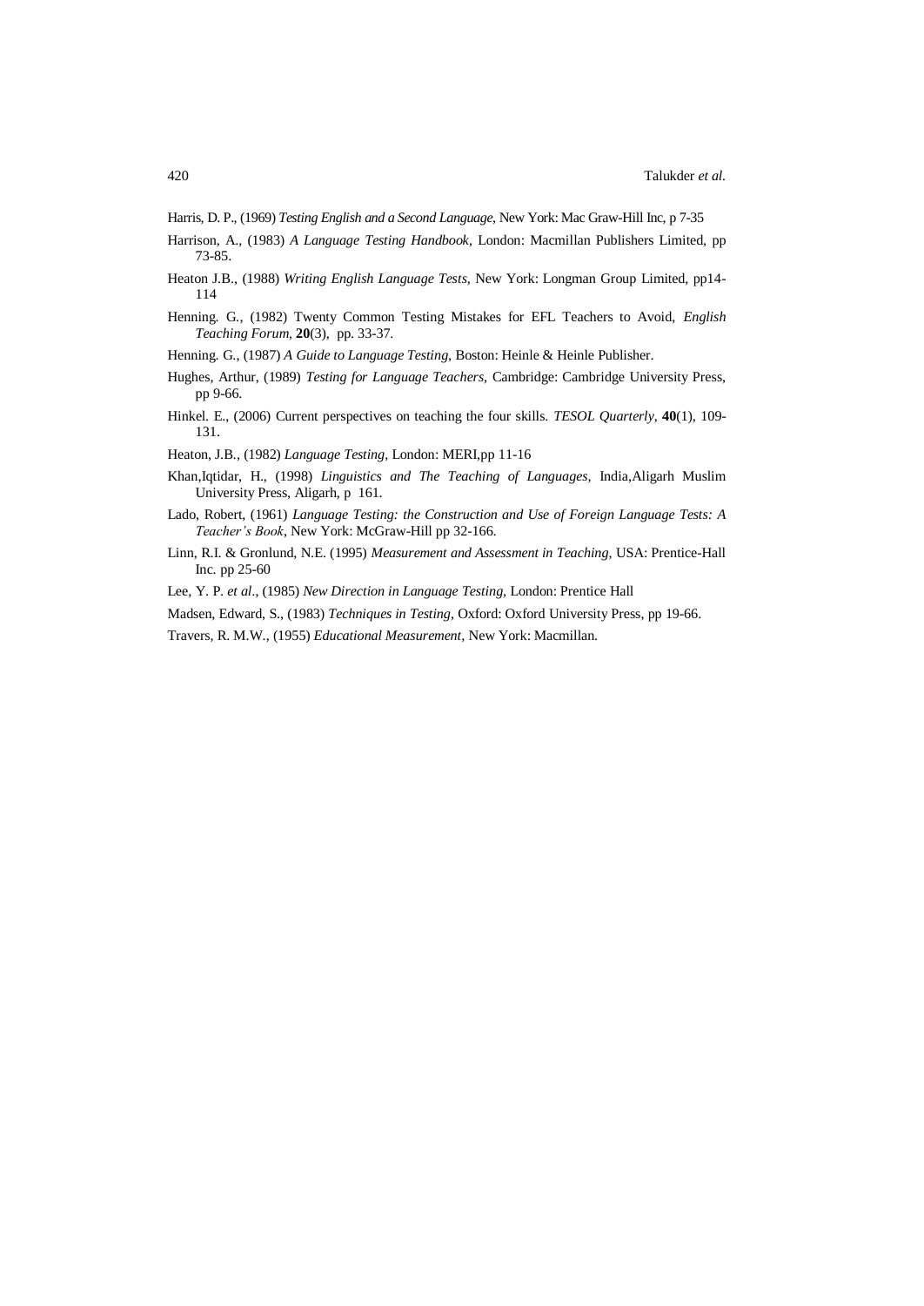Harris, D. P., (1969) *Testing English and a Second Language*, New York: Mac Graw-Hill Inc, p 7-35

Harrison, A., (1983) *A Language Testing Handbook*, London: Macmillan Publishers Limited, pp 73-85.

Heaton J.B., (1988) *Writing English Language Tests*, New York: Longman Group Limited, pp14-114

Henning. G., (1982) Twenty Common Testing Mistakes for EFL Teachers to Avoid, *English Teaching Forum*, **20**(3), pp. 33-37.

Henning. G., (1987) *A Guide to Language Testing*, Boston: Heinle & Heinle Publisher.

Hughes, Arthur, (1989) *Testing for Language Teachers*, Cambridge: Cambridge University Press, pp 9-66.

Hinkel. E., (2006) Current perspectives on teaching the four skills. *TESOL Quarterly*, **40**(1), 109-131.

Heaton, J.B., (1982) *Language Testing*, London: MERI,pp 11-16

Khan,Iqtidar, H., (1998) *Linguistics and The Teaching of Languages*, India,Aligarh Muslim University Press, Aligarh, p 161.

Lado, Robert, (1961) *Language Testing: the Construction and Use of Foreign Language Tests: A Teacher's Book*, New York: McGraw-Hill pp 32-166.

Linn, R.I. & Gronlund, N.E. (1995) *Measurement and Assessment in Teaching*, USA: Prentice-Hall Inc. pp 25-60

Lee, Y. P. *et al*., (1985) *New Direction in Language Testing*, London: Prentice Hall

Madsen, Edward, S., (1983) *Techniques in Testing*, Oxford: Oxford University Press, pp 19-66.

Travers, R. M.W., (1955) *Educational Measurement*, New York: Macmillan.